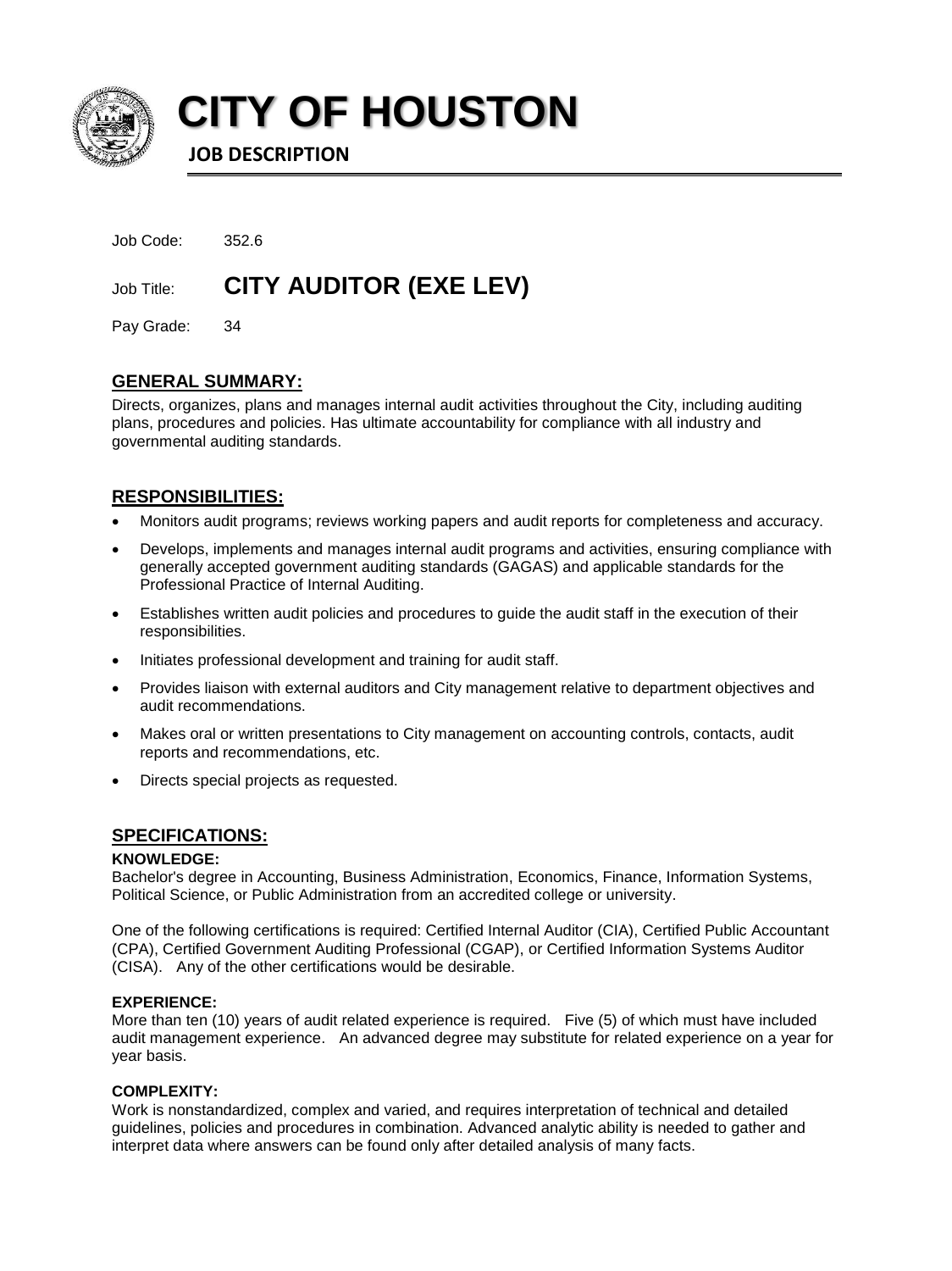# CITY OF HOUSTON

**JOB DESCRIPTION**

Job Code: 352.6

Job Title: **CITY AUDITOR (EXE LEV)**

Pay Grade: 34

## GENERAL SUMMARY:

Directs, organizes, plans and manages internal audit activities throughout the City, including auditing plans, procedures and policies. Has ultimate accountability for compliance with all industry and governmental auditing standards.

## RESPONSIBILITIES:

- Monitors audit programs; reviews working papers and audit reports for completeness and accuracy.
- Develops, implements and manages internal audit programs and activities, ensuring compliance with generally accepted government auditing standards (GAGAS) and applicable standards for the Professional Practice of Internal Auditing.
- Establishes written audit policies and procedures to guide the audit staff in the execution of their responsibilities.
- Initiates professional development and training for audit staff.
- Provides liaison with external auditors and City management relative to department objectives and audit recommendations.
- Makes oral or written presentations to City management on accounting controls, contacts, audit reports and recommendations, etc.
- Directs special projects as requested.

## SPECIFICATIONS:

**KNOWLEDGE:**
Bachelor's degree in Accounting, Business Administration, Economics, Finance, Information Systems, Political Science, or Public Administration from an accredited college or university.

One of the following certifications is required: Certified Internal Auditor (CIA), Certified Public Accountant (CPA), Certified Government Auditing Professional (CGAP), or Certified Information Systems Auditor (CISA). Any of the other certifications would be desirable.

**EXPERIENCE:**
More than ten (10) years of audit related experience is required. Five (5) of which must have included audit management experience. An advanced degree may substitute for related experience on a year for year basis.

**COMPLEXITY:**
Work is nonstandardized, complex and varied, and requires interpretation of technical and detailed guidelines, policies and procedures in combination. Advanced analytic ability is needed to gather and interpret data where answers can be found only after detailed analysis of many facts.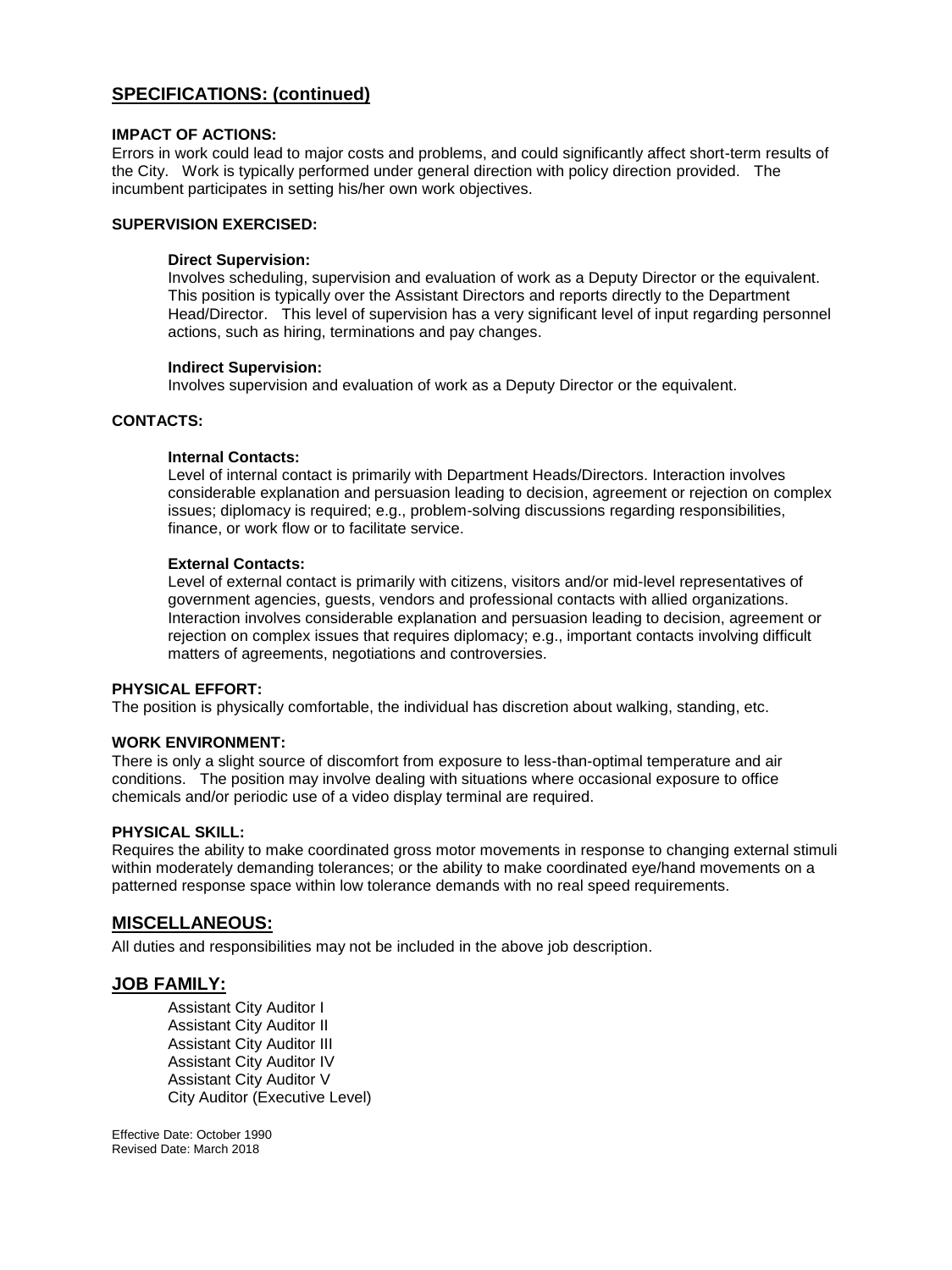## SPECIFICATIONS: (continued)

**IMPACT OF ACTIONS:**

Errors in work could lead to major costs and problems, and could significantly affect short-term results of the City. Work is typically performed under general direction with policy direction provided. The incumbent participates in setting his/her own work objectives.

**SUPERVISION EXERCISED:**

**Direct Supervision:**

Involves scheduling, supervision and evaluation of work as a Deputy Director or the equivalent. This position is typically over the Assistant Directors and reports directly to the Department Head/Director. This level of supervision has a very significant level of input regarding personnel actions, such as hiring, terminations and pay changes.

**Indirect Supervision:**

Involves supervision and evaluation of work as a Deputy Director or the equivalent.

**CONTACTS:**

**Internal Contacts:**

Level of internal contact is primarily with Department Heads/Directors. Interaction involves considerable explanation and persuasion leading to decision, agreement or rejection on complex issues; diplomacy is required; e.g., problem-solving discussions regarding responsibilities, finance, or work flow or to facilitate service.

**External Contacts:**

Level of external contact is primarily with citizens, visitors and/or mid-level representatives of government agencies, guests, vendors and professional contacts with allied organizations. Interaction involves considerable explanation and persuasion leading to decision, agreement or rejection on complex issues that requires diplomacy; e.g., important contacts involving difficult matters of agreements, negotiations and controversies.

**PHYSICAL EFFORT:**

The position is physically comfortable, the individual has discretion about walking, standing, etc.

**WORK ENVIRONMENT:**

There is only a slight source of discomfort from exposure to less-than-optimal temperature and air conditions. The position may involve dealing with situations where occasional exposure to office chemicals and/or periodic use of a video display terminal are required.

**PHYSICAL SKILL:**

Requires the ability to make coordinated gross motor movements in response to changing external stimuli within moderately demanding tolerances; or the ability to make coordinated eye/hand movements on a patterned response space within low tolerance demands with no real speed requirements.

## MISCELLANEOUS:

All duties and responsibilities may not be included in the above job description.

## JOB FAMILY:

Assistant City Auditor I
Assistant City Auditor II
Assistant City Auditor III
Assistant City Auditor IV
Assistant City Auditor V
City Auditor (Executive Level)

Effective Date: October 1990
Revised Date: March 2018